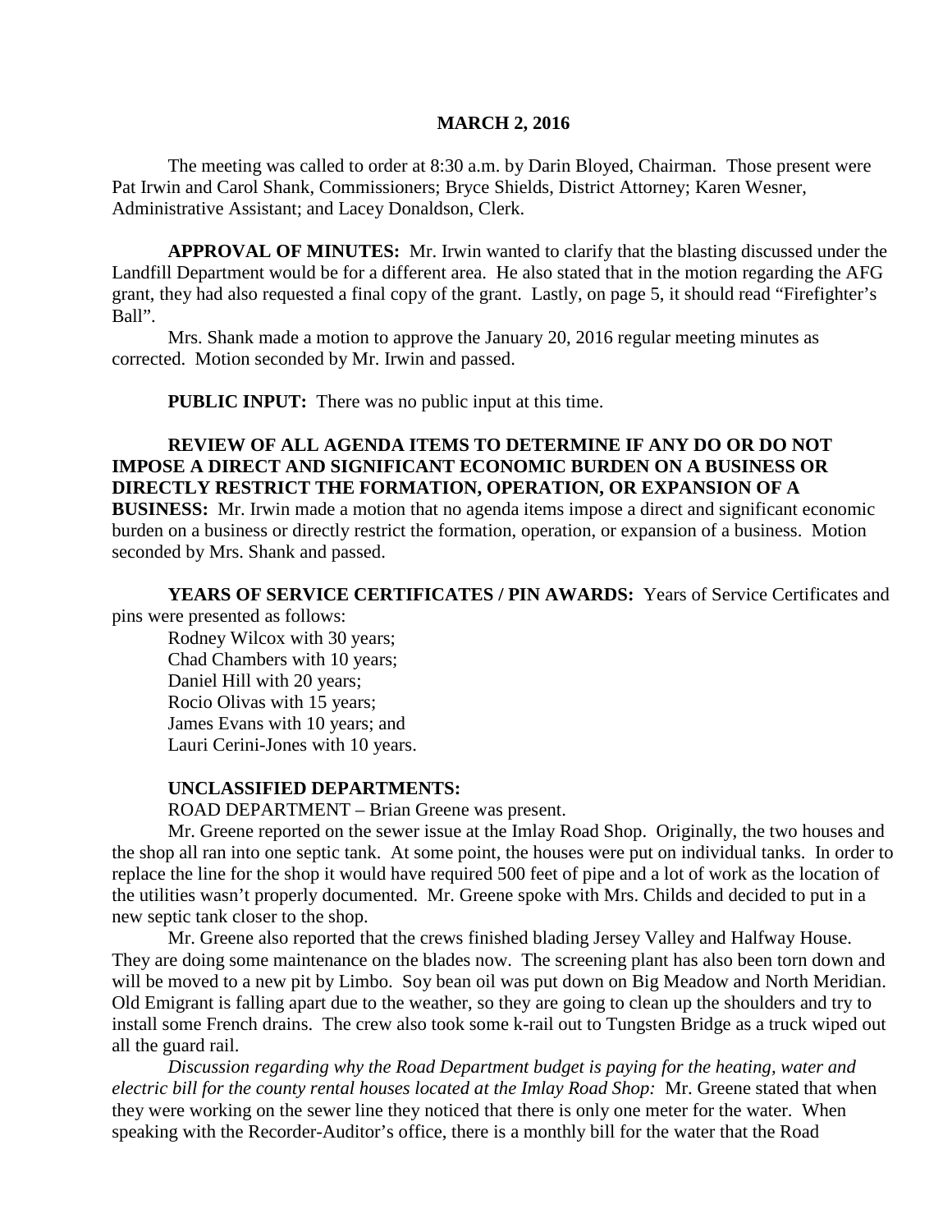**MARCH 2, 2016**

The meeting was called to order at 8:30 a.m. by Darin Bloyed, Chairman. Those present were Pat Irwin and Carol Shank, Commissioners; Bryce Shields, District Attorney; Karen Wesner, Administrative Assistant; and Lacey Donaldson, Clerk.

**APPROVAL OF MINUTES:** Mr. Irwin wanted to clarify that the blasting discussed under the Landfill Department would be for a different area. He also stated that in the motion regarding the AFG grant, they had also requested a final copy of the grant. Lastly, on page 5, it should read "Firefighter's Ball".

Mrs. Shank made a motion to approve the January 20, 2016 regular meeting minutes as corrected. Motion seconded by Mr. Irwin and passed.

**PUBLIC INPUT:** There was no public input at this time.

**REVIEW OF ALL AGENDA ITEMS TO DETERMINE IF ANY DO OR DO NOT IMPOSE A DIRECT AND SIGNIFICANT ECONOMIC BURDEN ON A BUSINESS OR DIRECTLY RESTRICT THE FORMATION, OPERATION, OR EXPANSION OF A BUSINESS:** Mr. Irwin made a motion that no agenda items impose a direct and significant economic burden on a business or directly restrict the formation, operation, or expansion of a business. Motion seconded by Mrs. Shank and passed.

**YEARS OF SERVICE CERTIFICATES / PIN AWARDS:** Years of Service Certificates and pins were presented as follows:

Rodney Wilcox with 30 years;
Chad Chambers with 10 years;
Daniel Hill with 20 years;
Rocio Olivas with 15 years;
James Evans with 10 years; and
Lauri Cerini-Jones with 10 years.

**UNCLASSIFIED DEPARTMENTS:**

ROAD DEPARTMENT – Brian Greene was present.

Mr. Greene reported on the sewer issue at the Imlay Road Shop. Originally, the two houses and the shop all ran into one septic tank. At some point, the houses were put on individual tanks. In order to replace the line for the shop it would have required 500 feet of pipe and a lot of work as the location of the utilities wasn't properly documented. Mr. Greene spoke with Mrs. Childs and decided to put in a new septic tank closer to the shop.

Mr. Greene also reported that the crews finished blading Jersey Valley and Halfway House. They are doing some maintenance on the blades now. The screening plant has also been torn down and will be moved to a new pit by Limbo. Soy bean oil was put down on Big Meadow and North Meridian. Old Emigrant is falling apart due to the weather, so they are going to clean up the shoulders and try to install some French drains. The crew also took some k-rail out to Tungsten Bridge as a truck wiped out all the guard rail.

*Discussion regarding why the Road Department budget is paying for the heating, water and electric bill for the county rental houses located at the Imlay Road Shop:* Mr. Greene stated that when they were working on the sewer line they noticed that there is only one meter for the water. When speaking with the Recorder-Auditor's office, there is a monthly bill for the water that the Road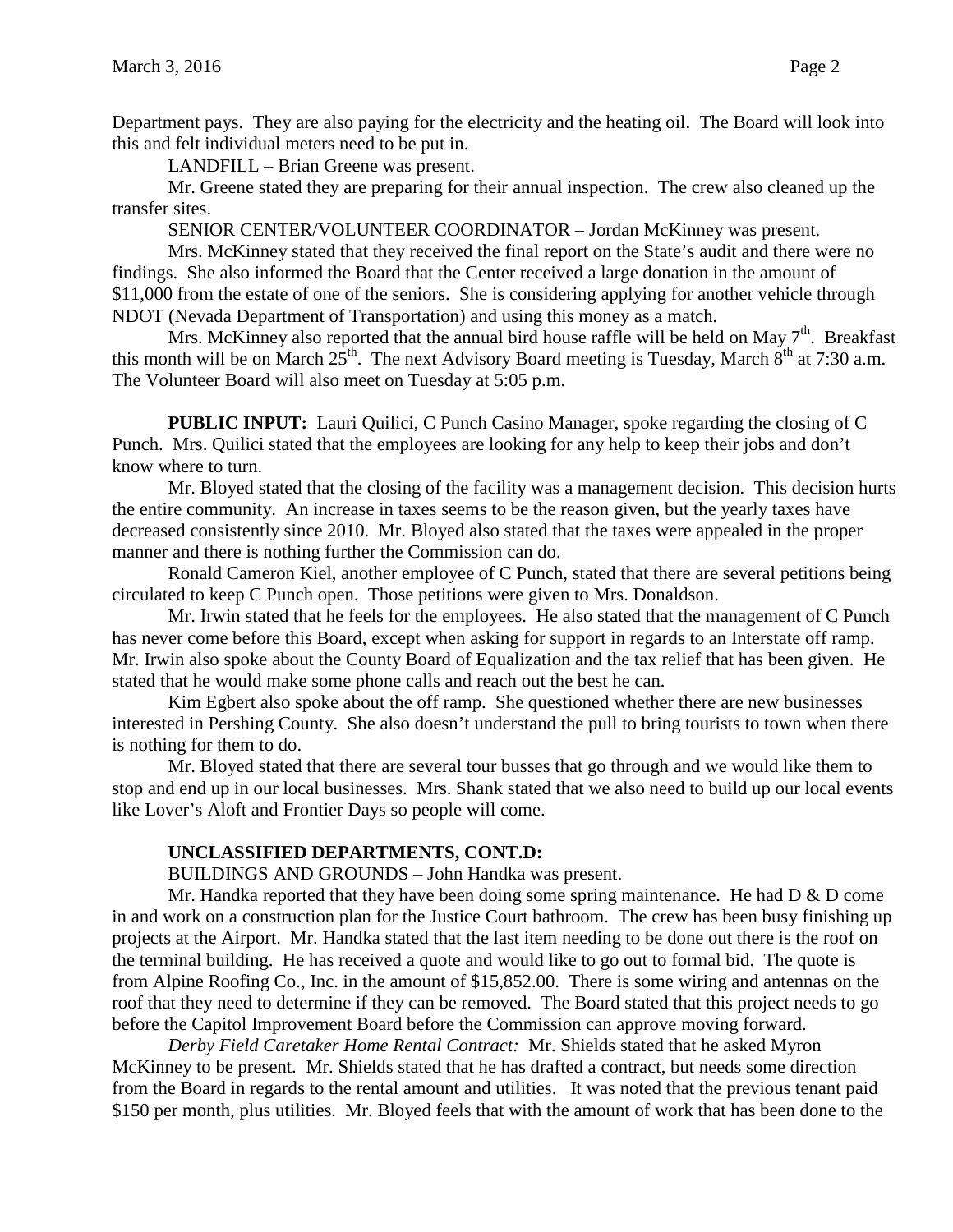Department pays. They are also paying for the electricity and the heating oil. The Board will look into this and felt individual meters need to be put in.

LANDFILL – Brian Greene was present.

Mr. Greene stated they are preparing for their annual inspection. The crew also cleaned up the transfer sites.

SENIOR CENTER/VOLUNTEER COORDINATOR – Jordan McKinney was present.

Mrs. McKinney stated that they received the final report on the State's audit and there were no findings. She also informed the Board that the Center received a large donation in the amount of \$11,000 from the estate of one of the seniors. She is considering applying for another vehicle through NDOT (Nevada Department of Transportation) and using this money as a match.

Mrs. McKinney also reported that the annual bird house raffle will be held on May 7th. Breakfast this month will be on March 25th. The next Advisory Board meeting is Tuesday, March 8th at 7:30 a.m. The Volunteer Board will also meet on Tuesday at 5:05 p.m.

**PUBLIC INPUT:** Lauri Quilici, C Punch Casino Manager, spoke regarding the closing of C Punch. Mrs. Quilici stated that the employees are looking for any help to keep their jobs and don't know where to turn.

Mr. Bloyed stated that the closing of the facility was a management decision. This decision hurts the entire community. An increase in taxes seems to be the reason given, but the yearly taxes have decreased consistently since 2010. Mr. Bloyed also stated that the taxes were appealed in the proper manner and there is nothing further the Commission can do.

Ronald Cameron Kiel, another employee of C Punch, stated that there are several petitions being circulated to keep C Punch open. Those petitions were given to Mrs. Donaldson.

Mr. Irwin stated that he feels for the employees. He also stated that the management of C Punch has never come before this Board, except when asking for support in regards to an Interstate off ramp. Mr. Irwin also spoke about the County Board of Equalization and the tax relief that has been given. He stated that he would make some phone calls and reach out the best he can.

Kim Egbert also spoke about the off ramp. She questioned whether there are new businesses interested in Pershing County. She also doesn't understand the pull to bring tourists to town when there is nothing for them to do.

Mr. Bloyed stated that there are several tour busses that go through and we would like them to stop and end up in our local businesses. Mrs. Shank stated that we also need to build up our local events like Lover's Aloft and Frontier Days so people will come.

**UNCLASSIFIED DEPARTMENTS, CONT.D:**

BUILDINGS AND GROUNDS – John Handka was present.

Mr. Handka reported that they have been doing some spring maintenance. He had D & D come in and work on a construction plan for the Justice Court bathroom. The crew has been busy finishing up projects at the Airport. Mr. Handka stated that the last item needing to be done out there is the roof on the terminal building. He has received a quote and would like to go out to formal bid. The quote is from Alpine Roofing Co., Inc. in the amount of \$15,852.00. There is some wiring and antennas on the roof that they need to determine if they can be removed. The Board stated that this project needs to go before the Capitol Improvement Board before the Commission can approve moving forward.

*Derby Field Caretaker Home Rental Contract:* Mr. Shields stated that he asked Myron McKinney to be present. Mr. Shields stated that he has drafted a contract, but needs some direction from the Board in regards to the rental amount and utilities. It was noted that the previous tenant paid \$150 per month, plus utilities. Mr. Bloyed feels that with the amount of work that has been done to the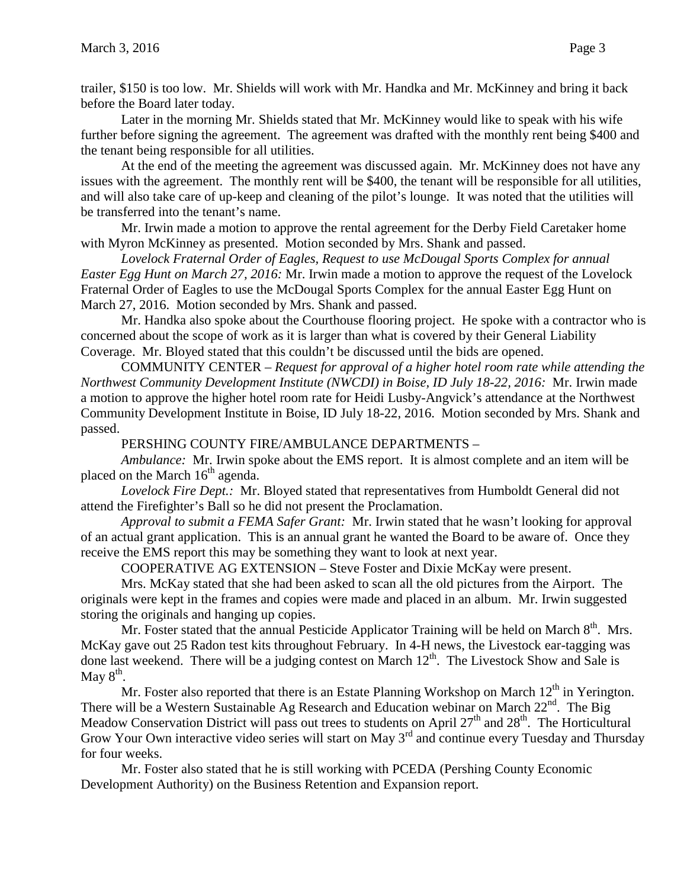trailer, $150 is too low. Mr. Shields will work with Mr. Handka and Mr. McKinney and bring it back before the Board later today.

Later in the morning Mr. Shields stated that Mr. McKinney would like to speak with his wife further before signing the agreement. The agreement was drafted with the monthly rent being $400 and the tenant being responsible for all utilities.

At the end of the meeting the agreement was discussed again. Mr. McKinney does not have any issues with the agreement. The monthly rent will be $400, the tenant will be responsible for all utilities, and will also take care of up-keep and cleaning of the pilot's lounge. It was noted that the utilities will be transferred into the tenant's name.

Mr. Irwin made a motion to approve the rental agreement for the Derby Field Caretaker home with Myron McKinney as presented. Motion seconded by Mrs. Shank and passed.

*Lovelock Fraternal Order of Eagles, Request to use McDougal Sports Complex for annual Easter Egg Hunt on March 27, 2016:* Mr. Irwin made a motion to approve the request of the Lovelock Fraternal Order of Eagles to use the McDougal Sports Complex for the annual Easter Egg Hunt on March 27, 2016. Motion seconded by Mrs. Shank and passed.

Mr. Handka also spoke about the Courthouse flooring project. He spoke with a contractor who is concerned about the scope of work as it is larger than what is covered by their General Liability Coverage. Mr. Bloyed stated that this couldn't be discussed until the bids are opened.

COMMUNITY CENTER – *Request for approval of a higher hotel room rate while attending the Northwest Community Development Institute (NWCDI) in Boise, ID July 18-22, 2016:* Mr. Irwin made a motion to approve the higher hotel room rate for Heidi Lusby-Angvick's attendance at the Northwest Community Development Institute in Boise, ID July 18-22, 2016. Motion seconded by Mrs. Shank and passed.

PERSHING COUNTY FIRE/AMBULANCE DEPARTMENTS –

*Ambulance:* Mr. Irwin spoke about the EMS report. It is almost complete and an item will be placed on the March 16th agenda.

*Lovelock Fire Dept.:* Mr. Bloyed stated that representatives from Humboldt General did not attend the Firefighter's Ball so he did not present the Proclamation.

*Approval to submit a FEMA Safer Grant:* Mr. Irwin stated that he wasn't looking for approval of an actual grant application. This is an annual grant he wanted the Board to be aware of. Once they receive the EMS report this may be something they want to look at next year.

COOPERATIVE AG EXTENSION – Steve Foster and Dixie McKay were present.

Mrs. McKay stated that she had been asked to scan all the old pictures from the Airport. The originals were kept in the frames and copies were made and placed in an album. Mr. Irwin suggested storing the originals and hanging up copies.

Mr. Foster stated that the annual Pesticide Applicator Training will be held on March 8th. Mrs. McKay gave out 25 Radon test kits throughout February. In 4-H news, the Livestock ear-tagging was done last weekend. There will be a judging contest on March 12th. The Livestock Show and Sale is May 8th.

Mr. Foster also reported that there is an Estate Planning Workshop on March 12th in Yerington. There will be a Western Sustainable Ag Research and Education webinar on March 22nd. The Big Meadow Conservation District will pass out trees to students on April 27th and 28th. The Horticultural Grow Your Own interactive video series will start on May 3rd and continue every Tuesday and Thursday for four weeks.

Mr. Foster also stated that he is still working with PCEDA (Pershing County Economic Development Authority) on the Business Retention and Expansion report.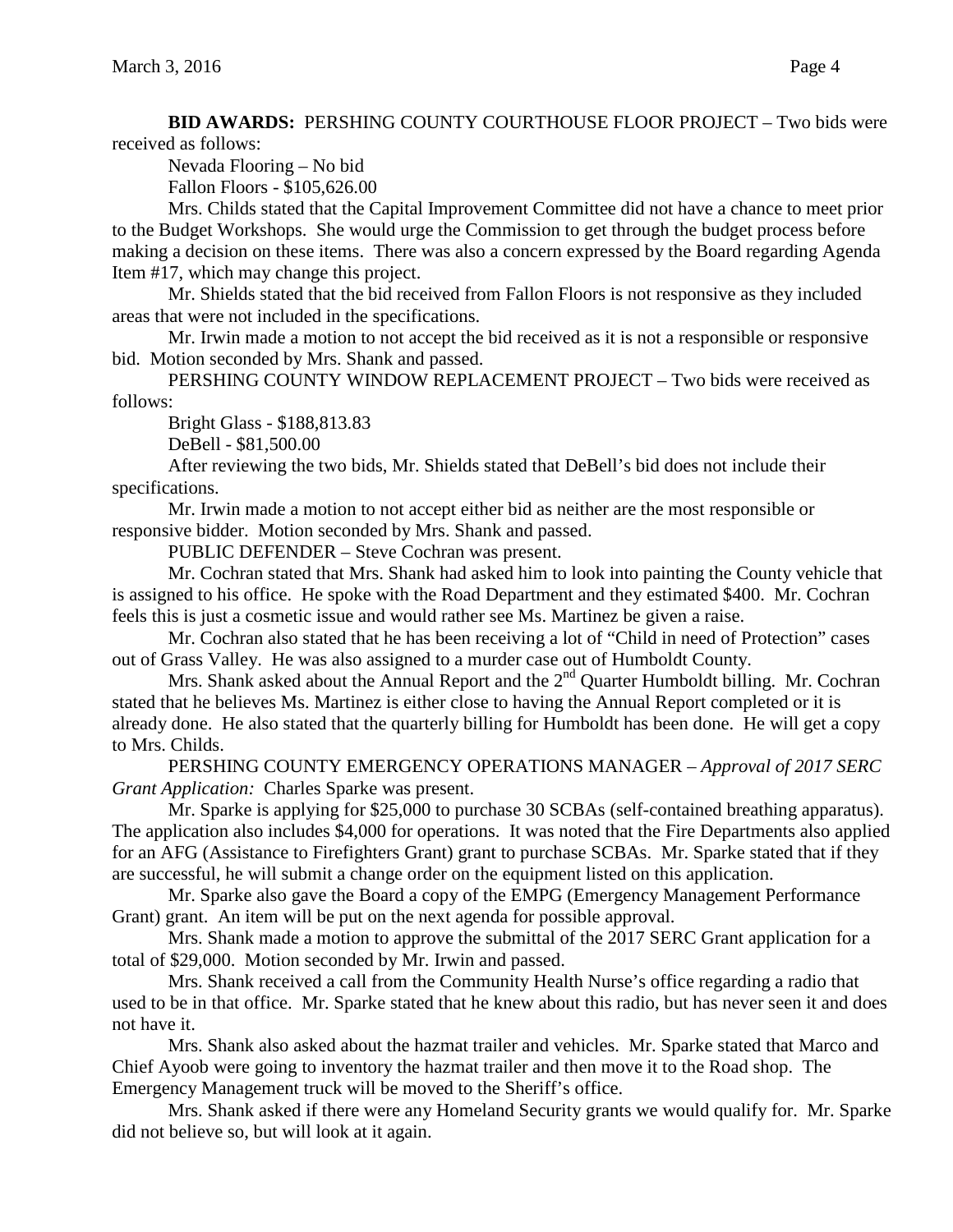**BID AWARDS:** PERSHING COUNTY COURTHOUSE FLOOR PROJECT – Two bids were received as follows:

Nevada Flooring – No bid

Fallon Floors - $105,626.00

Mrs. Childs stated that the Capital Improvement Committee did not have a chance to meet prior to the Budget Workshops. She would urge the Commission to get through the budget process before making a decision on these items. There was also a concern expressed by the Board regarding Agenda Item #17, which may change this project.

Mr. Shields stated that the bid received from Fallon Floors is not responsive as they included areas that were not included in the specifications.

Mr. Irwin made a motion to not accept the bid received as it is not a responsible or responsive bid. Motion seconded by Mrs. Shank and passed.

PERSHING COUNTY WINDOW REPLACEMENT PROJECT – Two bids were received as follows:

Bright Glass - $188,813.83

DeBell - $81,500.00

After reviewing the two bids, Mr. Shields stated that DeBell's bid does not include their specifications.

Mr. Irwin made a motion to not accept either bid as neither are the most responsible or responsive bidder. Motion seconded by Mrs. Shank and passed.

PUBLIC DEFENDER – Steve Cochran was present.

Mr. Cochran stated that Mrs. Shank had asked him to look into painting the County vehicle that is assigned to his office. He spoke with the Road Department and they estimated $400. Mr. Cochran feels this is just a cosmetic issue and would rather see Ms. Martinez be given a raise.

Mr. Cochran also stated that he has been receiving a lot of "Child in need of Protection" cases out of Grass Valley. He was also assigned to a murder case out of Humboldt County.

Mrs. Shank asked about the Annual Report and the 2nd Quarter Humboldt billing. Mr. Cochran stated that he believes Ms. Martinez is either close to having the Annual Report completed or it is already done. He also stated that the quarterly billing for Humboldt has been done. He will get a copy to Mrs. Childs.

PERSHING COUNTY EMERGENCY OPERATIONS MANAGER – *Approval of 2017 SERC Grant Application:* Charles Sparke was present.

Mr. Sparke is applying for $25,000 to purchase 30 SCBAs (self-contained breathing apparatus). The application also includes $4,000 for operations. It was noted that the Fire Departments also applied for an AFG (Assistance to Firefighters Grant) grant to purchase SCBAs. Mr. Sparke stated that if they are successful, he will submit a change order on the equipment listed on this application.

Mr. Sparke also gave the Board a copy of the EMPG (Emergency Management Performance Grant) grant. An item will be put on the next agenda for possible approval.

Mrs. Shank made a motion to approve the submittal of the 2017 SERC Grant application for a total of $29,000. Motion seconded by Mr. Irwin and passed.

Mrs. Shank received a call from the Community Health Nurse's office regarding a radio that used to be in that office. Mr. Sparke stated that he knew about this radio, but has never seen it and does not have it.

Mrs. Shank also asked about the hazmat trailer and vehicles. Mr. Sparke stated that Marco and Chief Ayoob were going to inventory the hazmat trailer and then move it to the Road shop. The Emergency Management truck will be moved to the Sheriff's office.

Mrs. Shank asked if there were any Homeland Security grants we would qualify for. Mr. Sparke did not believe so, but will look at it again.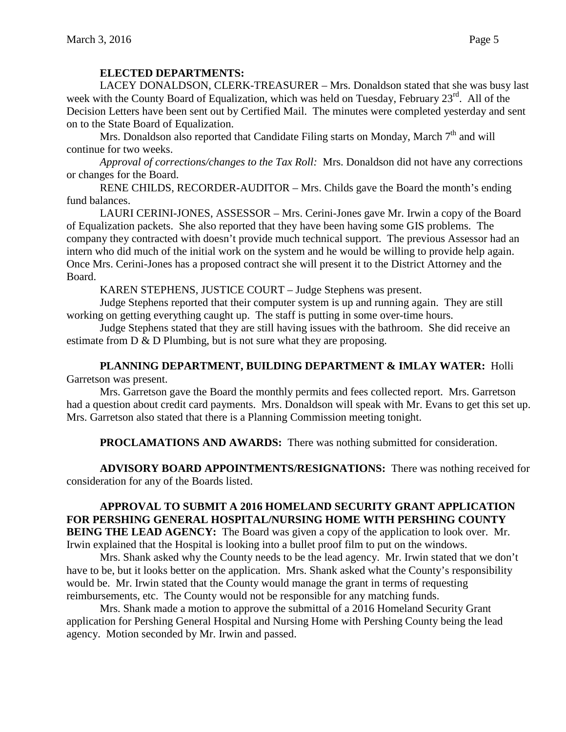**ELECTED DEPARTMENTS:**

LACEY DONALDSON, CLERK-TREASURER – Mrs. Donaldson stated that she was busy last week with the County Board of Equalization, which was held on Tuesday, February 23rd. All of the Decision Letters have been sent out by Certified Mail. The minutes were completed yesterday and sent on to the State Board of Equalization.

Mrs. Donaldson also reported that Candidate Filing starts on Monday, March 7th and will continue for two weeks.

*Approval of corrections/changes to the Tax Roll:* Mrs. Donaldson did not have any corrections or changes for the Board.

RENE CHILDS, RECORDER-AUDITOR – Mrs. Childs gave the Board the month's ending fund balances.

LAURI CERINI-JONES, ASSESSOR – Mrs. Cerini-Jones gave Mr. Irwin a copy of the Board of Equalization packets. She also reported that they have been having some GIS problems. The company they contracted with doesn't provide much technical support. The previous Assessor had an intern who did much of the initial work on the system and he would be willing to provide help again. Once Mrs. Cerini-Jones has a proposed contract she will present it to the District Attorney and the Board.

KAREN STEPHENS, JUSTICE COURT – Judge Stephens was present.

Judge Stephens reported that their computer system is up and running again. They are still working on getting everything caught up. The staff is putting in some over-time hours.

Judge Stephens stated that they are still having issues with the bathroom. She did receive an estimate from D & D Plumbing, but is not sure what they are proposing.

**PLANNING DEPARTMENT, BUILDING DEPARTMENT & IMLAY WATER:** Holli Garretson was present.

Mrs. Garretson gave the Board the monthly permits and fees collected report. Mrs. Garretson had a question about credit card payments. Mrs. Donaldson will speak with Mr. Evans to get this set up. Mrs. Garretson also stated that there is a Planning Commission meeting tonight.

**PROCLAMATIONS AND AWARDS:** There was nothing submitted for consideration.

**ADVISORY BOARD APPOINTMENTS/RESIGNATIONS:** There was nothing received for consideration for any of the Boards listed.

**APPROVAL TO SUBMIT A 2016 HOMELAND SECURITY GRANT APPLICATION FOR PERSHING GENERAL HOSPITAL/NURSING HOME WITH PERSHING COUNTY BEING THE LEAD AGENCY:** The Board was given a copy of the application to look over. Mr. Irwin explained that the Hospital is looking into a bullet proof film to put on the windows.

Mrs. Shank asked why the County needs to be the lead agency. Mr. Irwin stated that we don't have to be, but it looks better on the application. Mrs. Shank asked what the County's responsibility would be. Mr. Irwin stated that the County would manage the grant in terms of requesting reimbursements, etc. The County would not be responsible for any matching funds.

Mrs. Shank made a motion to approve the submittal of a 2016 Homeland Security Grant application for Pershing General Hospital and Nursing Home with Pershing County being the lead agency. Motion seconded by Mr. Irwin and passed.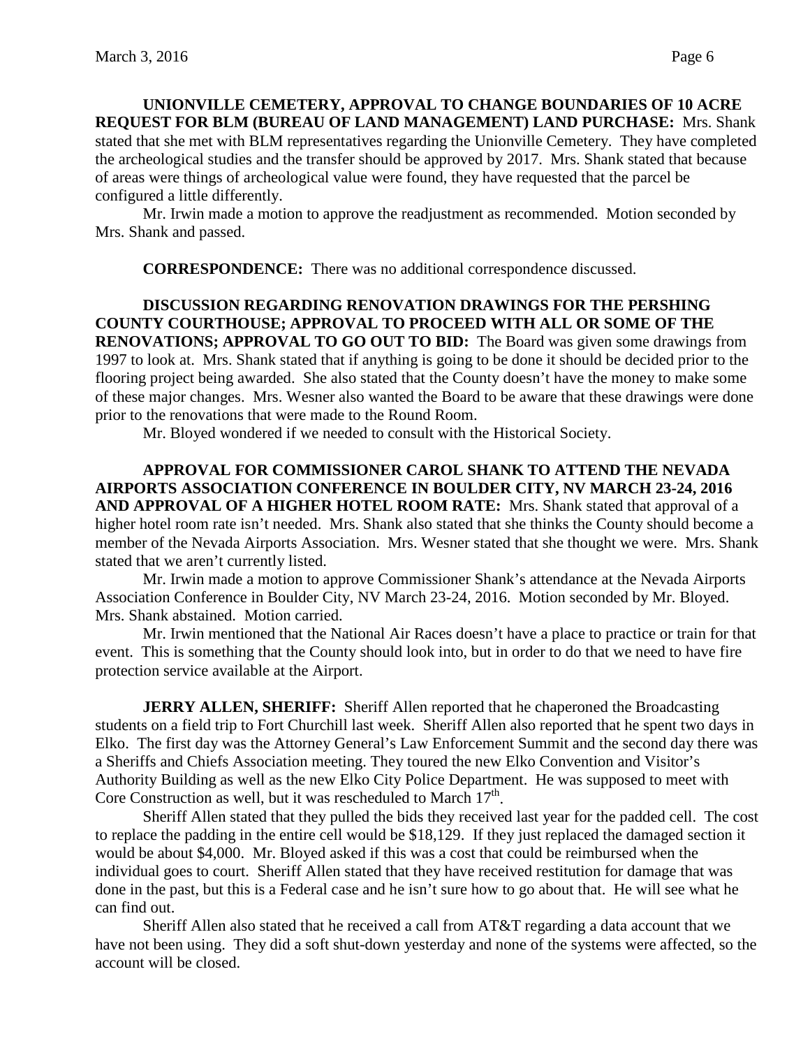**UNIONVILLE CEMETERY, APPROVAL TO CHANGE BOUNDARIES OF 10 ACRE REQUEST FOR BLM (BUREAU OF LAND MANAGEMENT) LAND PURCHASE:** Mrs. Shank stated that she met with BLM representatives regarding the Unionville Cemetery. They have completed the archeological studies and the transfer should be approved by 2017. Mrs. Shank stated that because of areas were things of archeological value were found, they have requested that the parcel be configured a little differently.

Mr. Irwin made a motion to approve the readjustment as recommended. Motion seconded by Mrs. Shank and passed.

**CORRESPONDENCE:** There was no additional correspondence discussed.

**DISCUSSION REGARDING RENOVATION DRAWINGS FOR THE PERSHING COUNTY COURTHOUSE; APPROVAL TO PROCEED WITH ALL OR SOME OF THE RENOVATIONS; APPROVAL TO GO OUT TO BID:** The Board was given some drawings from 1997 to look at. Mrs. Shank stated that if anything is going to be done it should be decided prior to the flooring project being awarded. She also stated that the County doesn't have the money to make some of these major changes. Mrs. Wesner also wanted the Board to be aware that these drawings were done prior to the renovations that were made to the Round Room.

Mr. Bloyed wondered if we needed to consult with the Historical Society.

**APPROVAL FOR COMMISSIONER CAROL SHANK TO ATTEND THE NEVADA AIRPORTS ASSOCIATION CONFERENCE IN BOULDER CITY, NV MARCH 23-24, 2016 AND APPROVAL OF A HIGHER HOTEL ROOM RATE:** Mrs. Shank stated that approval of a higher hotel room rate isn't needed. Mrs. Shank also stated that she thinks the County should become a member of the Nevada Airports Association. Mrs. Wesner stated that she thought we were. Mrs. Shank stated that we aren't currently listed.

Mr. Irwin made a motion to approve Commissioner Shank's attendance at the Nevada Airports Association Conference in Boulder City, NV March 23-24, 2016. Motion seconded by Mr. Bloyed. Mrs. Shank abstained. Motion carried.

Mr. Irwin mentioned that the National Air Races doesn't have a place to practice or train for that event. This is something that the County should look into, but in order to do that we need to have fire protection service available at the Airport.

**JERRY ALLEN, SHERIFF:** Sheriff Allen reported that he chaperoned the Broadcasting students on a field trip to Fort Churchill last week. Sheriff Allen also reported that he spent two days in Elko. The first day was the Attorney General's Law Enforcement Summit and the second day there was a Sheriffs and Chiefs Association meeting. They toured the new Elko Convention and Visitor's Authority Building as well as the new Elko City Police Department. He was supposed to meet with Core Construction as well, but it was rescheduled to March 17th.

Sheriff Allen stated that they pulled the bids they received last year for the padded cell. The cost to replace the padding in the entire cell would be $18,129. If they just replaced the damaged section it would be about $4,000. Mr. Bloyed asked if this was a cost that could be reimbursed when the individual goes to court. Sheriff Allen stated that they have received restitution for damage that was done in the past, but this is a Federal case and he isn't sure how to go about that. He will see what he can find out.

Sheriff Allen also stated that he received a call from AT&T regarding a data account that we have not been using. They did a soft shut-down yesterday and none of the systems were affected, so the account will be closed.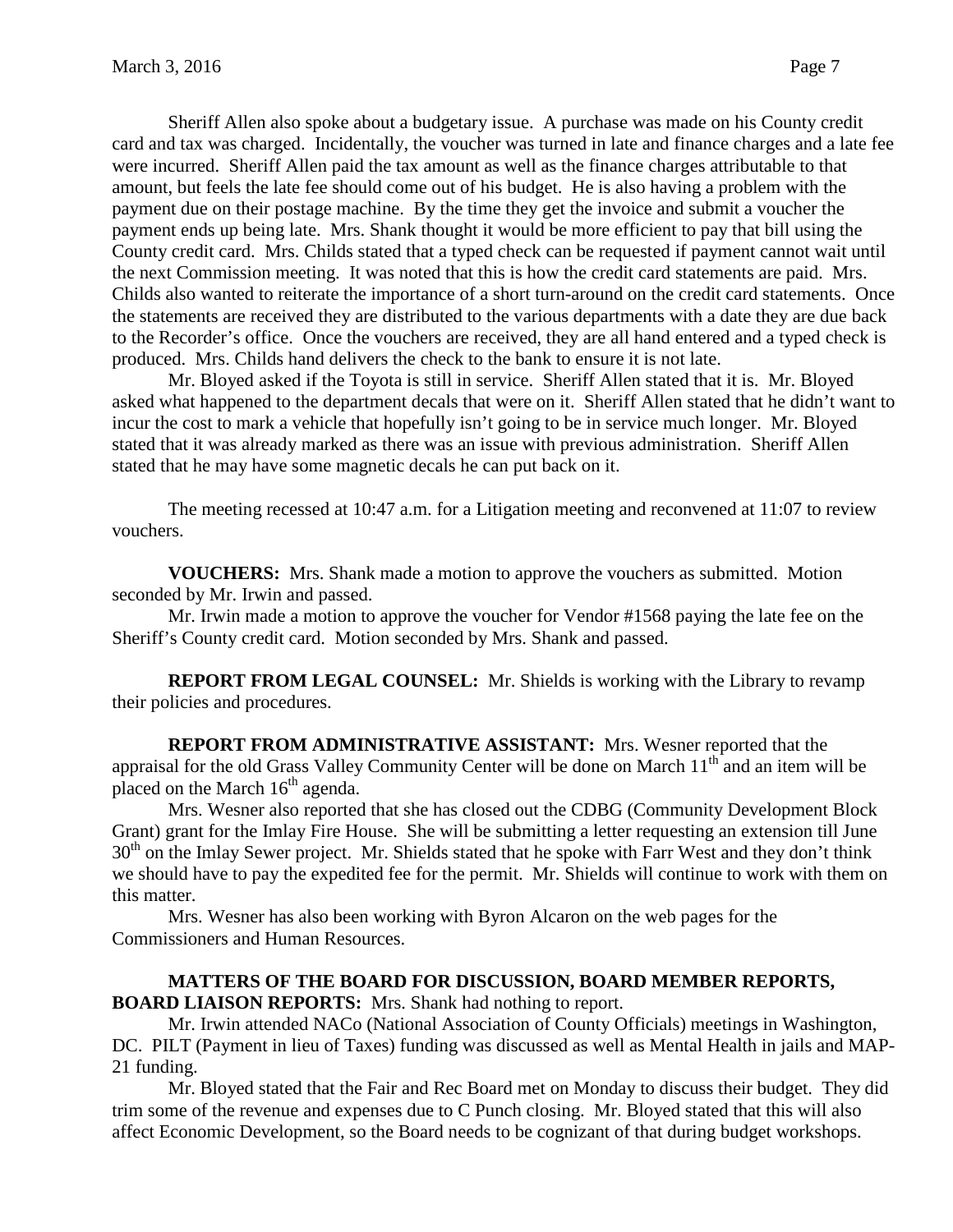Sheriff Allen also spoke about a budgetary issue. A purchase was made on his County credit card and tax was charged. Incidentally, the voucher was turned in late and finance charges and a late fee were incurred. Sheriff Allen paid the tax amount as well as the finance charges attributable to that amount, but feels the late fee should come out of his budget. He is also having a problem with the payment due on their postage machine. By the time they get the invoice and submit a voucher the payment ends up being late. Mrs. Shank thought it would be more efficient to pay that bill using the County credit card. Mrs. Childs stated that a typed check can be requested if payment cannot wait until the next Commission meeting. It was noted that this is how the credit card statements are paid. Mrs. Childs also wanted to reiterate the importance of a short turn-around on the credit card statements. Once the statements are received they are distributed to the various departments with a date they are due back to the Recorder's office. Once the vouchers are received, they are all hand entered and a typed check is produced. Mrs. Childs hand delivers the check to the bank to ensure it is not late.

Mr. Bloyed asked if the Toyota is still in service. Sheriff Allen stated that it is. Mr. Bloyed asked what happened to the department decals that were on it. Sheriff Allen stated that he didn't want to incur the cost to mark a vehicle that hopefully isn't going to be in service much longer. Mr. Bloyed stated that it was already marked as there was an issue with previous administration. Sheriff Allen stated that he may have some magnetic decals he can put back on it.

The meeting recessed at 10:47 a.m. for a Litigation meeting and reconvened at 11:07 to review vouchers.

**VOUCHERS:** Mrs. Shank made a motion to approve the vouchers as submitted. Motion seconded by Mr. Irwin and passed.

Mr. Irwin made a motion to approve the voucher for Vendor #1568 paying the late fee on the Sheriff's County credit card. Motion seconded by Mrs. Shank and passed.

**REPORT FROM LEGAL COUNSEL:** Mr. Shields is working with the Library to revamp their policies and procedures.

**REPORT FROM ADMINISTRATIVE ASSISTANT:** Mrs. Wesner reported that the appraisal for the old Grass Valley Community Center will be done on March 11th and an item will be placed on the March 16th agenda.

Mrs. Wesner also reported that she has closed out the CDBG (Community Development Block Grant) grant for the Imlay Fire House. She will be submitting a letter requesting an extension till June 30th on the Imlay Sewer project. Mr. Shields stated that he spoke with Farr West and they don't think we should have to pay the expedited fee for the permit. Mr. Shields will continue to work with them on this matter.

Mrs. Wesner has also been working with Byron Alcaron on the web pages for the Commissioners and Human Resources.

**MATTERS OF THE BOARD FOR DISCUSSION, BOARD MEMBER REPORTS, BOARD LIAISON REPORTS:** Mrs. Shank had nothing to report.

Mr. Irwin attended NACo (National Association of County Officials) meetings in Washington, DC. PILT (Payment in lieu of Taxes) funding was discussed as well as Mental Health in jails and MAP-21 funding.

Mr. Bloyed stated that the Fair and Rec Board met on Monday to discuss their budget. They did trim some of the revenue and expenses due to C Punch closing. Mr. Bloyed stated that this will also affect Economic Development, so the Board needs to be cognizant of that during budget workshops.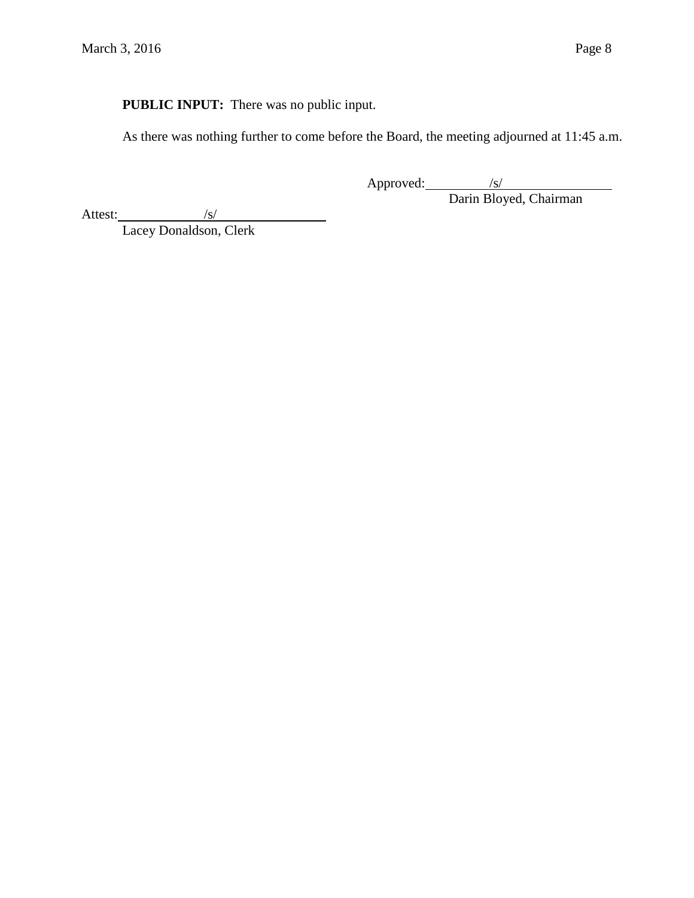**PUBLIC INPUT:** There was no public input.

As there was nothing further to come before the Board, the meeting adjourned at 11:45 a.m.

Approved: /s/
Darin Bloyed, Chairman

Attest: /s/
Lacey Donaldson, Clerk